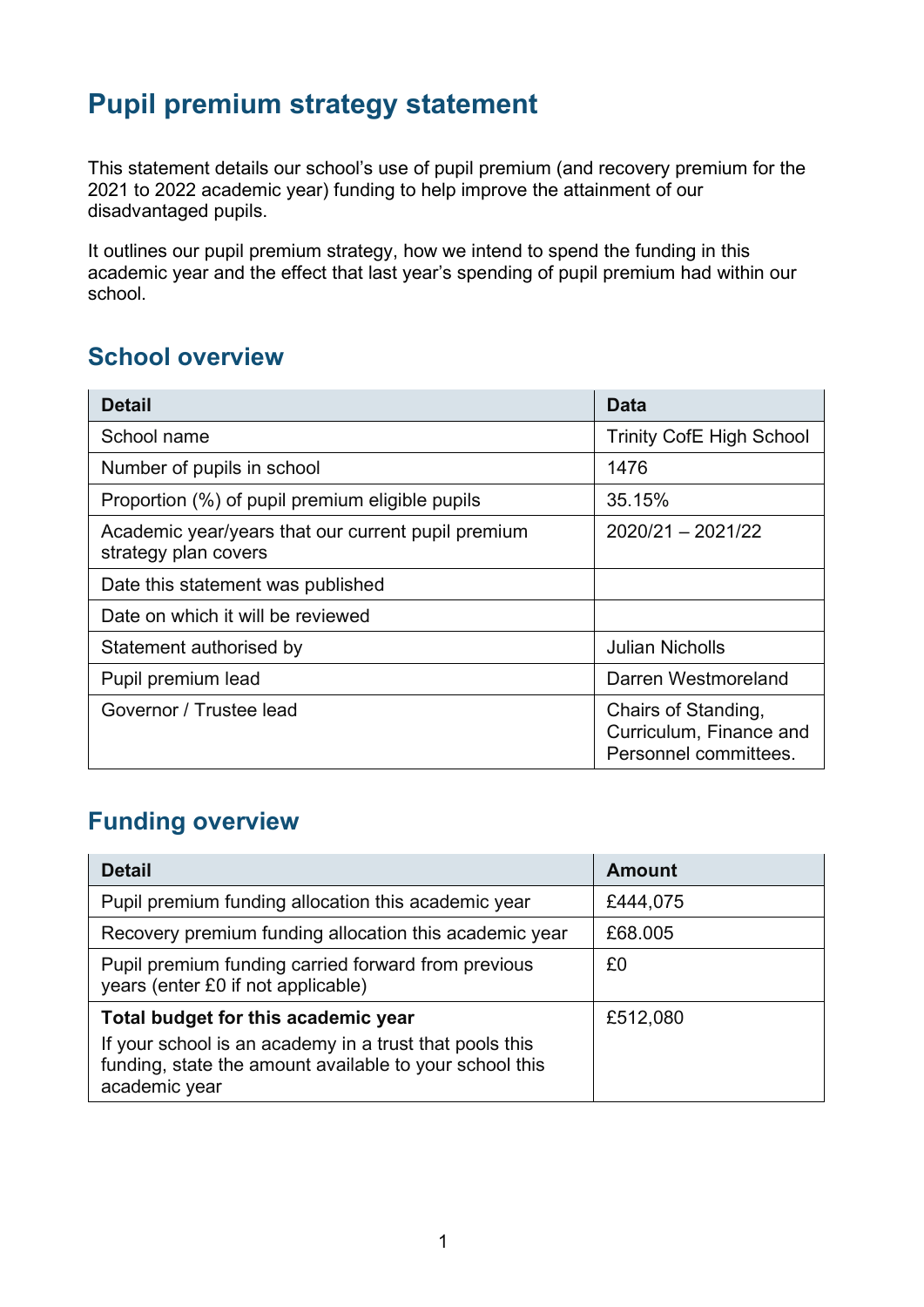# Pupil premium strategy statement

This statement details our school's use of pupil premium (and recovery premium for the 2021 to 2022 academic year) funding to help improve the attainment of our disadvantaged pupils.

It outlines our pupil premium strategy, how we intend to spend the funding in this academic year and the effect that last year's spending of pupil premium had within our school.

## School overview

| Detail | Data |
|---|---|
| School name | Trinity CofE High School |
| Number of pupils in school | 1476 |
| Proportion (%) of pupil premium eligible pupils | 35.15% |
| Academic year/years that our current pupil premium strategy plan covers | 2020/21 – 2021/22 |
| Date this statement was published | |
| Date on which it will be reviewed | |
| Statement authorised by | Julian Nicholls |
| Pupil premium lead | Darren Westmoreland |
| Governor / Trustee lead | Chairs of Standing, Curriculum, Finance and Personnel committees. |

## Funding overview

| Detail | Amount |
|---|---|
| Pupil premium funding allocation this academic year | £444,075 |
| Recovery premium funding allocation this academic year | £68.005 |
| Pupil premium funding carried forward from previous years (enter £0 if not applicable) | £0 |
| **Total budget for this academic year** If your school is an academy in a trust that pools this funding, state the amount available to your school this academic year | £512,080 |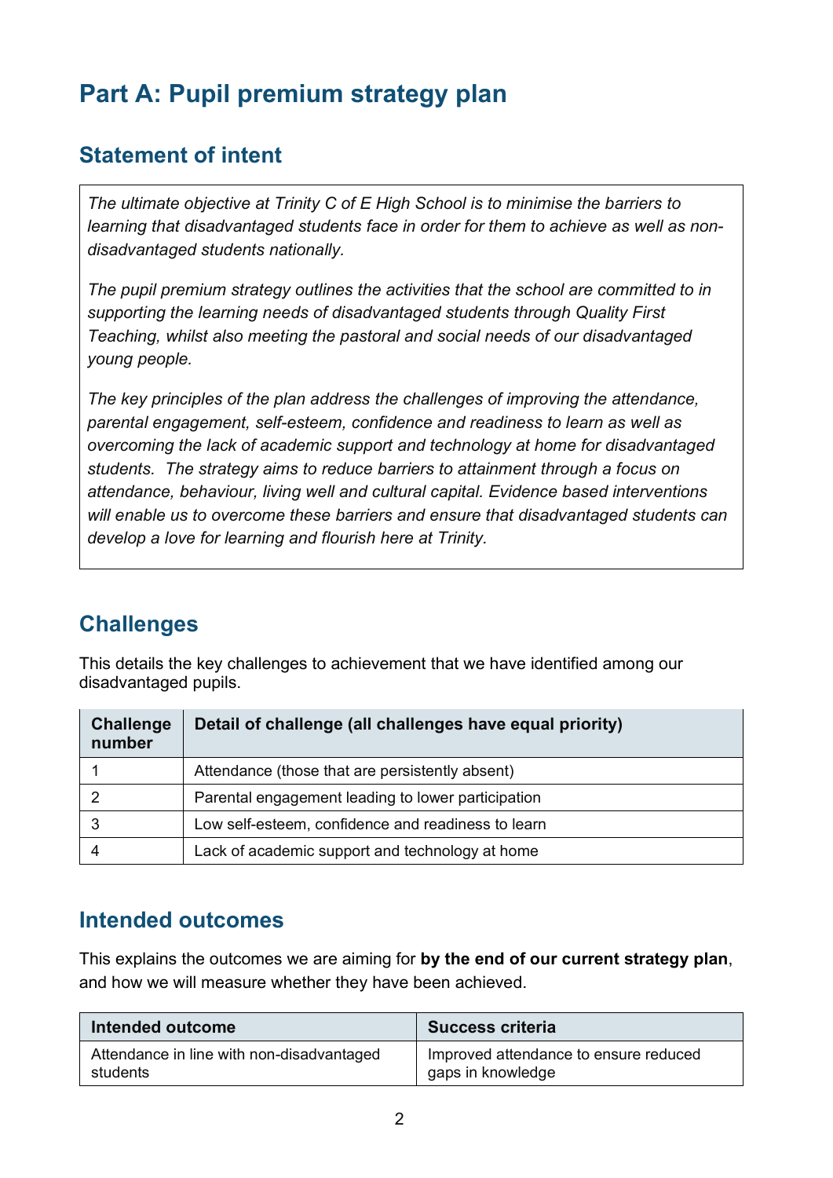# Part A: Pupil premium strategy plan

## Statement of intent

*The ultimate objective at Trinity C of E High School is to minimise the barriers to learning that disadvantaged students face in order for them to achieve as well as non-disadvantaged students nationally.*

*The pupil premium strategy outlines the activities that the school are committed to in supporting the learning needs of disadvantaged students through Quality First Teaching, whilst also meeting the pastoral and social needs of our disadvantaged young people.*

*The key principles of the plan address the challenges of improving the attendance, parental engagement, self-esteem, confidence and readiness to learn as well as overcoming the lack of academic support and technology at home for disadvantaged students. The strategy aims to reduce barriers to attainment through a focus on attendance, behaviour, living well and cultural capital. Evidence based interventions will enable us to overcome these barriers and ensure that disadvantaged students can develop a love for learning and flourish here at Trinity.*

## Challenges

This details the key challenges to achievement that we have identified among our disadvantaged pupils.

| Challenge number | Detail of challenge (all challenges have equal priority) |
|---|---|
| 1 | Attendance (those that are persistently absent) |
| 2 | Parental engagement leading to lower participation |
| 3 | Low self-esteem, confidence and readiness to learn |
| 4 | Lack of academic support and technology at home |

## Intended outcomes

This explains the outcomes we are aiming for **by the end of our current strategy plan**, and how we will measure whether they have been achieved.

| Intended outcome | Success criteria |
|---|---|
| Attendance in line with non-disadvantaged students | Improved attendance to ensure reduced gaps in knowledge |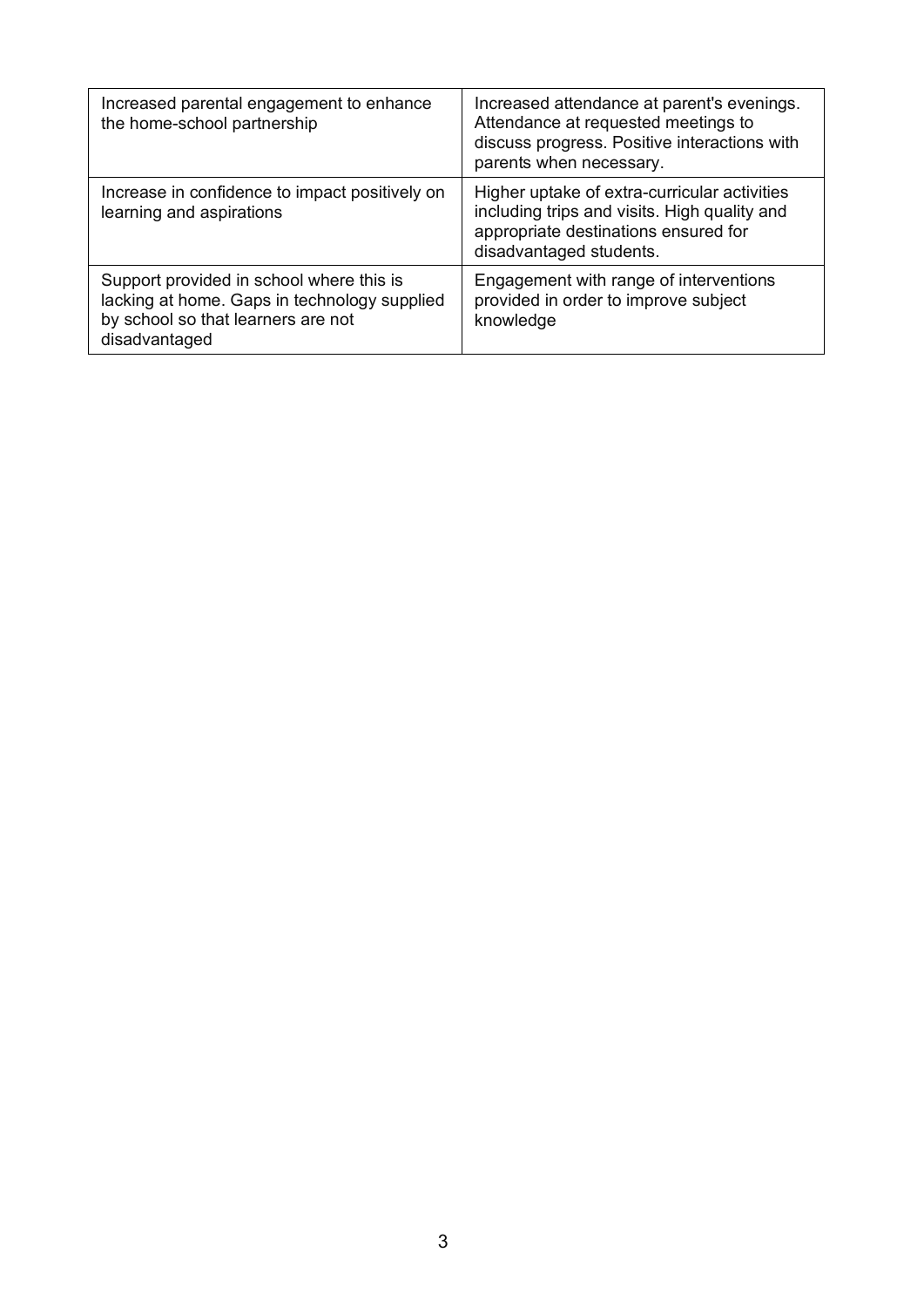| | |
|---|---|
| Increased parental engagement to enhance the home-school partnership | Increased attendance at parent's evenings. Attendance at requested meetings to discuss progress. Positive interactions with parents when necessary. |
| Increase in confidence to impact positively on learning and aspirations | Higher uptake of extra-curricular activities including trips and visits. High quality and appropriate destinations ensured for disadvantaged students. |
| Support provided in school where this is lacking at home. Gaps in technology supplied by school so that learners are not disadvantaged | Engagement with range of interventions provided in order to improve subject knowledge |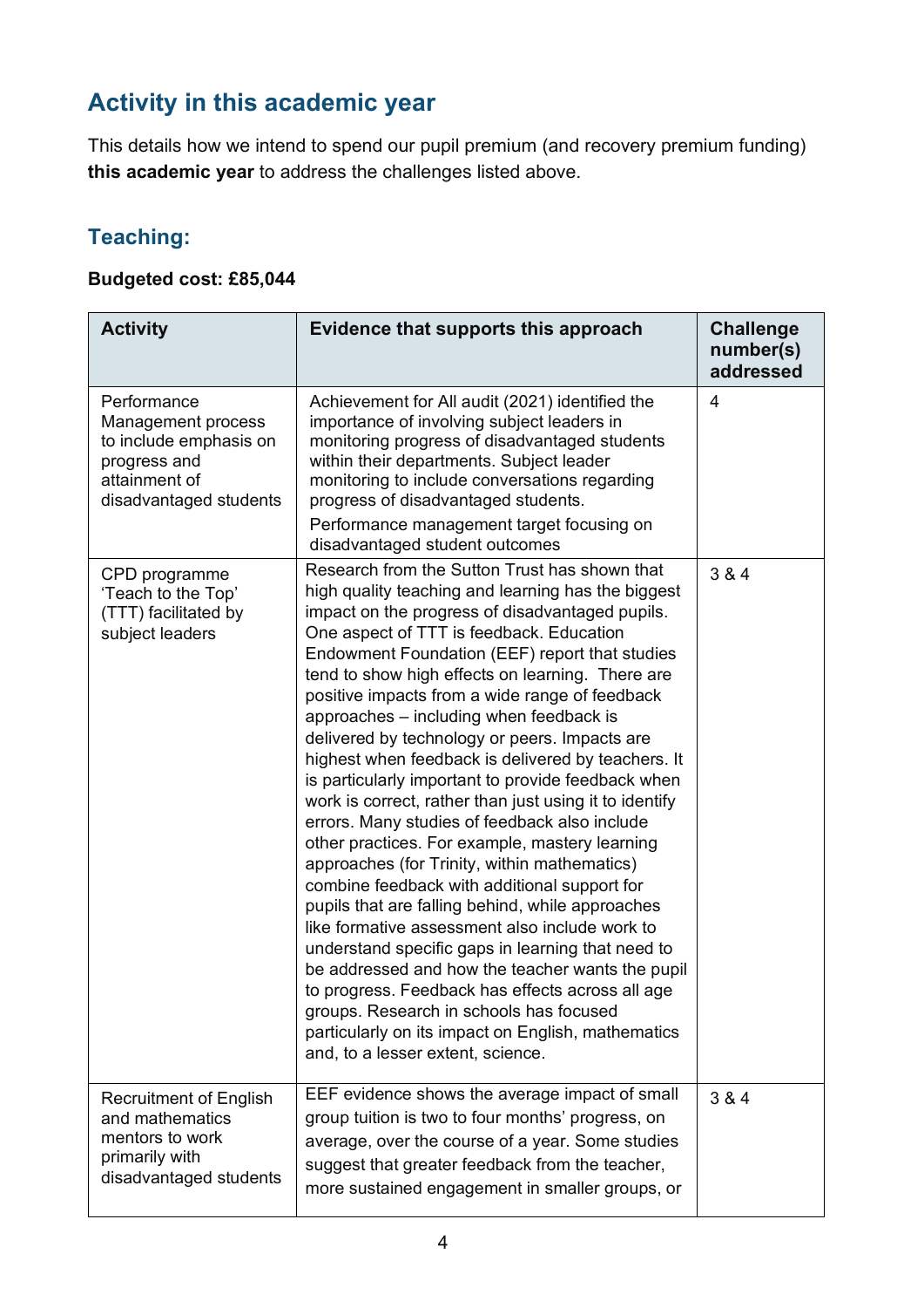## Activity in this academic year

This details how we intend to spend our pupil premium (and recovery premium funding) **this academic year** to address the challenges listed above.

### Teaching:

**Budgeted cost: £85,044**

| Activity | Evidence that supports this approach | Challenge number(s) addressed |
|---|---|---|
| Performance Management process to include emphasis on progress and attainment of disadvantaged students | Achievement for All audit (2021) identified the importance of involving subject leaders in monitoring progress of disadvantaged students within their departments. Subject leader monitoring to include conversations regarding progress of disadvantaged students.<br>Performance management target focusing on disadvantaged student outcomes | 4 |
| CPD programme 'Teach to the Top' (TTT) facilitated by subject leaders | Research from the Sutton Trust has shown that high quality teaching and learning has the biggest impact on the progress of disadvantaged pupils. One aspect of TTT is feedback. Education Endowment Foundation (EEF) report that studies tend to show high effects on learning. There are positive impacts from a wide range of feedback approaches – including when feedback is delivered by technology or peers. Impacts are highest when feedback is delivered by teachers. It is particularly important to provide feedback when work is correct, rather than just using it to identify errors. Many studies of feedback also include other practices. For example, mastery learning approaches (for Trinity, within mathematics) combine feedback with additional support for pupils that are falling behind, while approaches like formative assessment also include work to understand specific gaps in learning that need to be addressed and how the teacher wants the pupil to progress. Feedback has effects across all age groups. Research in schools has focused particularly on its impact on English, mathematics and, to a lesser extent, science. | 3 & 4 |
| Recruitment of English and mathematics mentors to work primarily with disadvantaged students | EEF evidence shows the average impact of small group tuition is two to four months' progress, on average, over the course of a year. Some studies suggest that greater feedback from the teacher, more sustained engagement in smaller groups, or | 3 & 4 |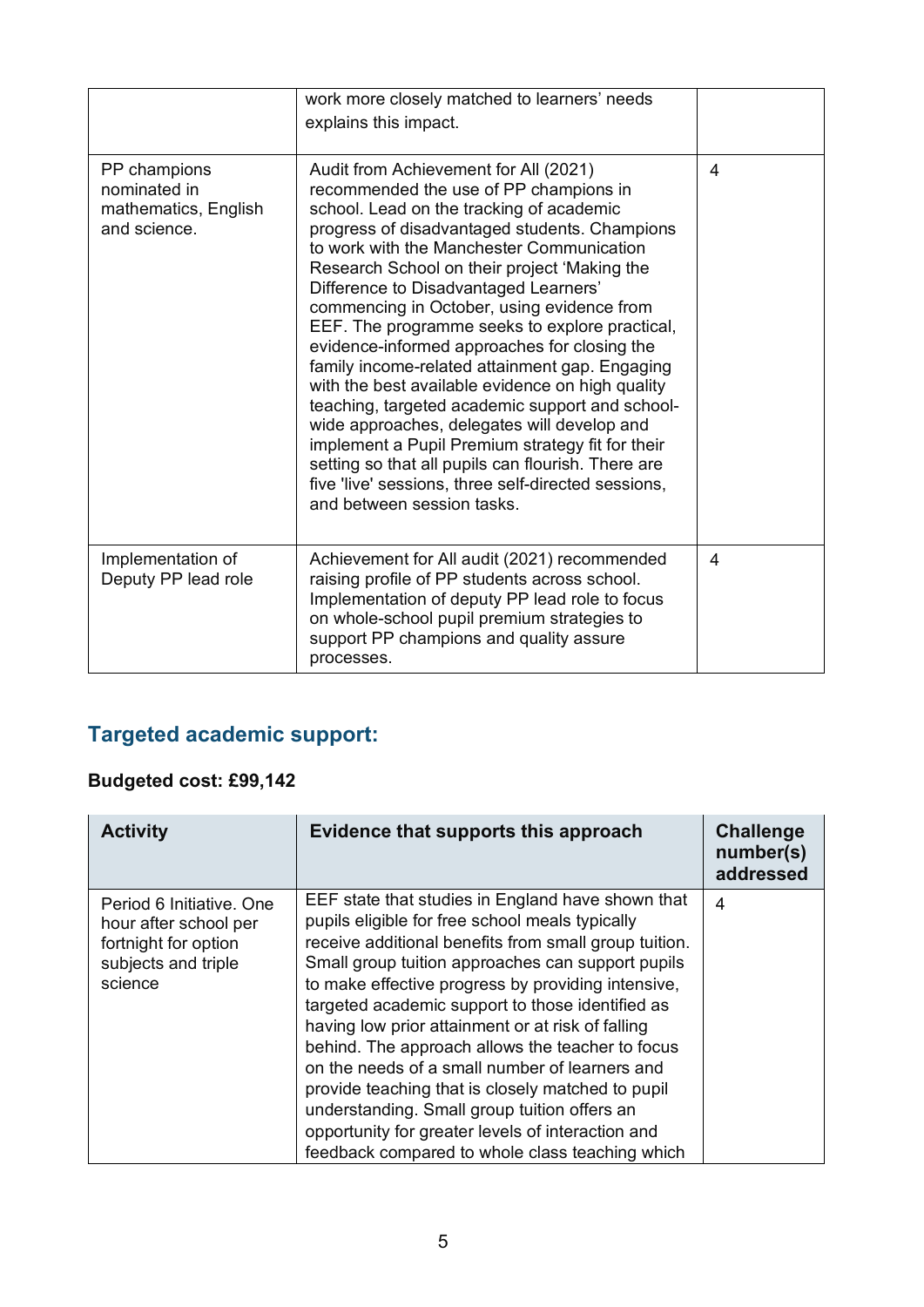| | | |
|---|---|---|
| | work more closely matched to learners' needs explains this impact. | |
| PP champions nominated in mathematics, English and science. | Audit from Achievement for All (2021) recommended the use of PP champions in school. Lead on the tracking of academic progress of disadvantaged students. Champions to work with the Manchester Communication Research School on their project 'Making the Difference to Disadvantaged Learners' commencing in October, using evidence from EEF. The programme seeks to explore practical, evidence-informed approaches for closing the family income-related attainment gap. Engaging with the best available evidence on high quality teaching, targeted academic support and school-wide approaches, delegates will develop and implement a Pupil Premium strategy fit for their setting so that all pupils can flourish. There are five 'live' sessions, three self-directed sessions, and between session tasks. | 4 |
| Implementation of Deputy PP lead role | Achievement for All audit (2021) recommended raising profile of PP students across school. Implementation of deputy PP lead role to focus on whole-school pupil premium strategies to support PP champions and quality assure processes. | 4 |

## Targeted academic support:

**Budgeted cost: £99,142**

| Activity | Evidence that supports this approach | Challenge number(s) addressed |
|---|---|---|
| Period 6 Initiative. One hour after school per fortnight for option subjects and triple science | EEF state that studies in England have shown that pupils eligible for free school meals typically receive additional benefits from small group tuition. Small group tuition approaches can support pupils to make effective progress by providing intensive, targeted academic support to those identified as having low prior attainment or at risk of falling behind. The approach allows the teacher to focus on the needs of a small number of learners and provide teaching that is closely matched to pupil understanding. Small group tuition offers an opportunity for greater levels of interaction and feedback compared to whole class teaching which | 4 |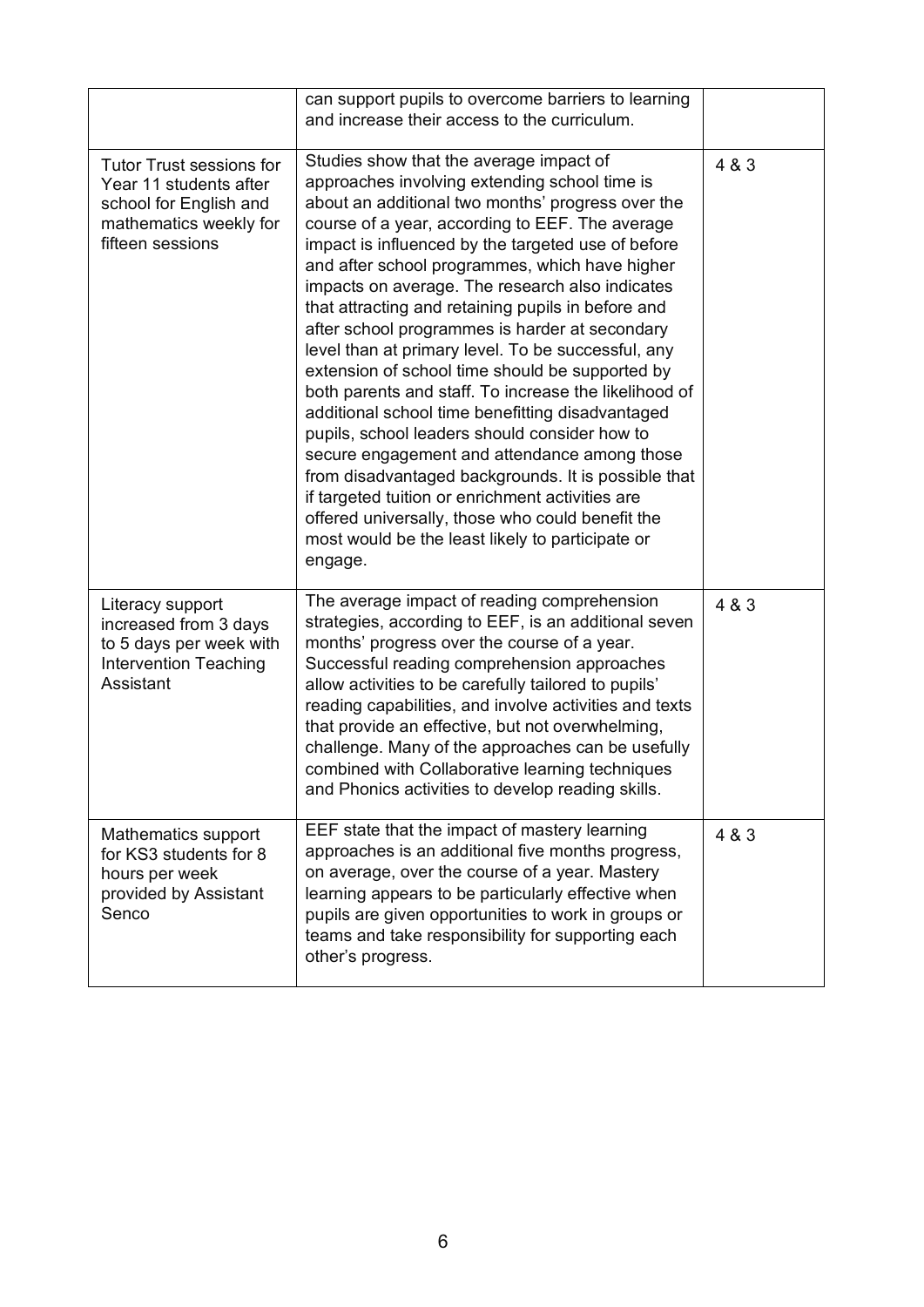| | | |
|---|---|---|
| | can support pupils to overcome barriers to learning and increase their access to the curriculum. | |
| Tutor Trust sessions for Year 11 students after school for English and mathematics weekly for fifteen sessions | Studies show that the average impact of approaches involving extending school time is about an additional two months' progress over the course of a year, according to EEF. The average impact is influenced by the targeted use of before and after school programmes, which have higher impacts on average. The research also indicates that attracting and retaining pupils in before and after school programmes is harder at secondary level than at primary level. To be successful, any extension of school time should be supported by both parents and staff. To increase the likelihood of additional school time benefitting disadvantaged pupils, school leaders should consider how to secure engagement and attendance among those from disadvantaged backgrounds. It is possible that if targeted tuition or enrichment activities are offered universally, those who could benefit the most would be the least likely to participate or engage. | 4 & 3 |
| Literacy support increased from 3 days to 5 days per week with Intervention Teaching Assistant | The average impact of reading comprehension strategies, according to EEF, is an additional seven months' progress over the course of a year. Successful reading comprehension approaches allow activities to be carefully tailored to pupils' reading capabilities, and involve activities and texts that provide an effective, but not overwhelming, challenge. Many of the approaches can be usefully combined with Collaborative learning techniques and Phonics activities to develop reading skills. | 4 & 3 |
| Mathematics support for KS3 students for 8 hours per week provided by Assistant Senco | EEF state that the impact of mastery learning approaches is an additional five months progress, on average, over the course of a year. Mastery learning appears to be particularly effective when pupils are given opportunities to work in groups or teams and take responsibility for supporting each other's progress. | 4 & 3 |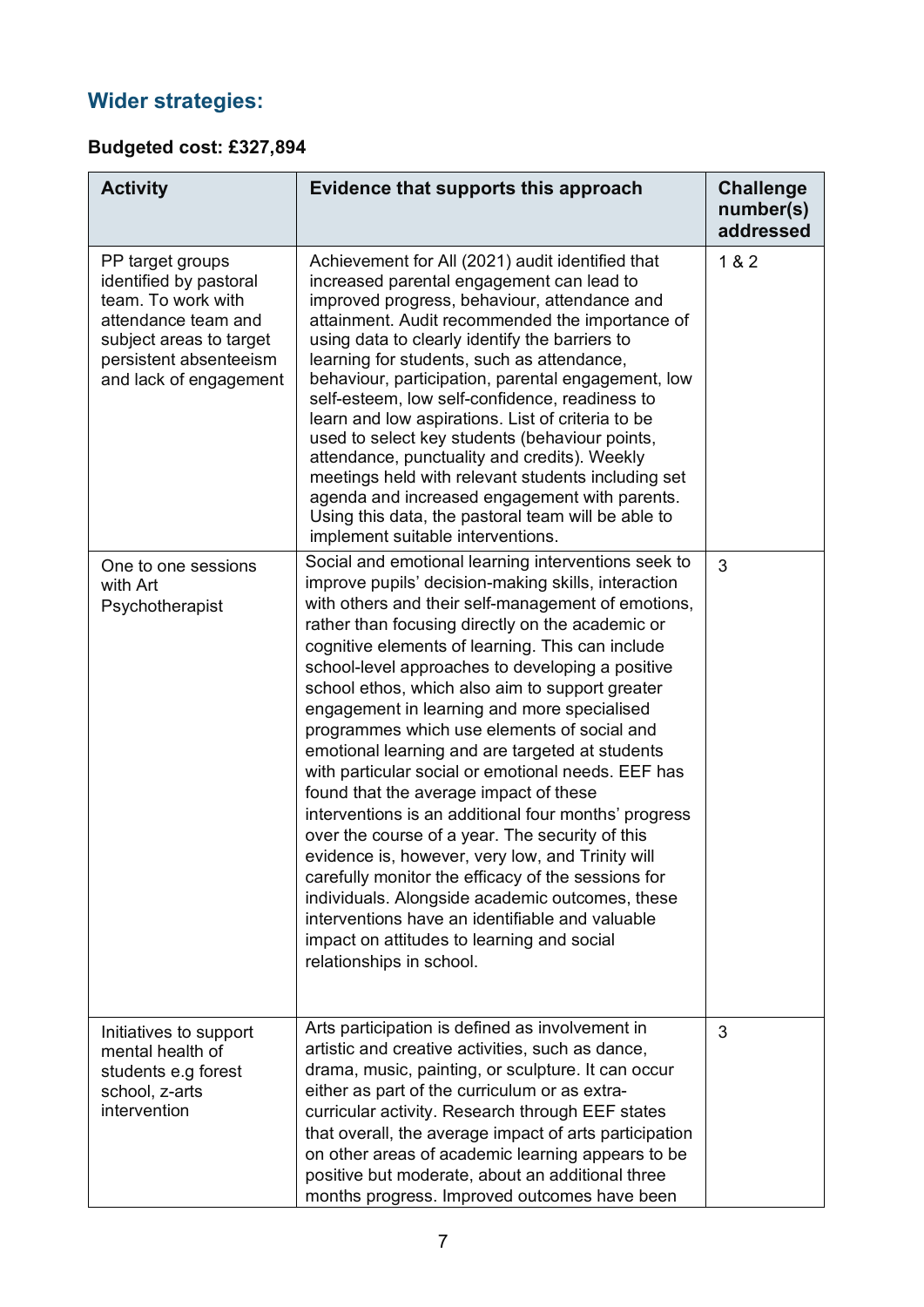## Wider strategies:

**Budgeted cost: £327,894**

| Activity | Evidence that supports this approach | Challenge number(s) addressed |
|---|---|---|
| PP target groups identified by pastoral team. To work with attendance team and subject areas to target persistent absenteeism and lack of engagement | Achievement for All (2021) audit identified that increased parental engagement can lead to improved progress, behaviour, attendance and attainment. Audit recommended the importance of using data to clearly identify the barriers to learning for students, such as attendance, behaviour, participation, parental engagement, low self-esteem, low self-confidence, readiness to learn and low aspirations. List of criteria to be used to select key students (behaviour points, attendance, punctuality and credits). Weekly meetings held with relevant students including set agenda and increased engagement with parents. Using this data, the pastoral team will be able to implement suitable interventions. | 1 & 2 |
| One to one sessions with Art Psychotherapist | Social and emotional learning interventions seek to improve pupils' decision-making skills, interaction with others and their self-management of emotions, rather than focusing directly on the academic or cognitive elements of learning. This can include school-level approaches to developing a positive school ethos, which also aim to support greater engagement in learning and more specialised programmes which use elements of social and emotional learning and are targeted at students with particular social or emotional needs. EEF has found that the average impact of these interventions is an additional four months' progress over the course of a year. The security of this evidence is, however, very low, and Trinity will carefully monitor the efficacy of the sessions for individuals. Alongside academic outcomes, these interventions have an identifiable and valuable impact on attitudes to learning and social relationships in school. | 3 |
| Initiatives to support mental health of students e.g forest school, z-arts intervention | Arts participation is defined as involvement in artistic and creative activities, such as dance, drama, music, painting, or sculpture. It can occur either as part of the curriculum or as extra-curricular activity. Research through EEF states that overall, the average impact of arts participation on other areas of academic learning appears to be positive but moderate, about an additional three months progress. Improved outcomes have been | 3 |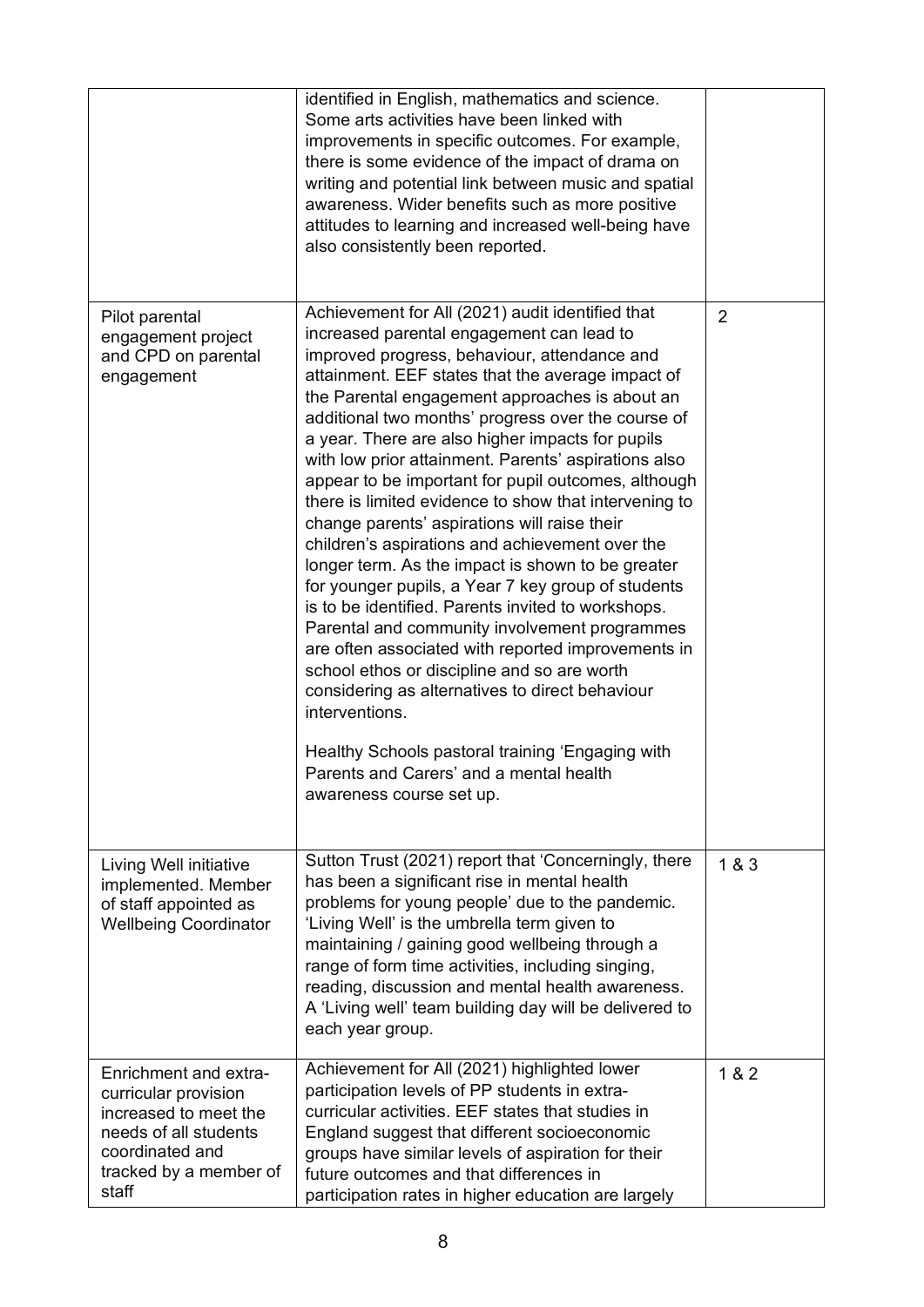| | | |
|---|---|---|
| | identified in English, mathematics and science. Some arts activities have been linked with improvements in specific outcomes. For example, there is some evidence of the impact of drama on writing and potential link between music and spatial awareness. Wider benefits such as more positive attitudes to learning and increased well-being have also consistently been reported. | |
| Pilot parental engagement project and CPD on parental engagement | Achievement for All (2021) audit identified that increased parental engagement can lead to improved progress, behaviour, attendance and attainment. EEF states that the average impact of the Parental engagement approaches is about an additional two months' progress over the course of a year. There are also higher impacts for pupils with low prior attainment. Parents' aspirations also appear to be important for pupil outcomes, although there is limited evidence to show that intervening to change parents' aspirations will raise their children's aspirations and achievement over the longer term. As the impact is shown to be greater for younger pupils, a Year 7 key group of students is to be identified. Parents invited to workshops. Parental and community involvement programmes are often associated with reported improvements in school ethos or discipline and so are worth considering as alternatives to direct behaviour interventions.<br><br>Healthy Schools pastoral training 'Engaging with Parents and Carers' and a mental health awareness course set up. | 2 |
| Living Well initiative implemented. Member of staff appointed as Wellbeing Coordinator | Sutton Trust (2021) report that 'Concerningly, there has been a significant rise in mental health problems for young people' due to the pandemic. 'Living Well' is the umbrella term given to maintaining / gaining good wellbeing through a range of form time activities, including singing, reading, discussion and mental health awareness. A 'Living well' team building day will be delivered to each year group. | 1 & 3 |
| Enrichment and extra-curricular provision increased to meet the needs of all students coordinated and tracked by a member of staff | Achievement for All (2021) highlighted lower participation levels of PP students in extra-curricular activities. EEF states that studies in England suggest that different socioeconomic groups have similar levels of aspiration for their future outcomes and that differences in participation rates in higher education are largely | 1 & 2 |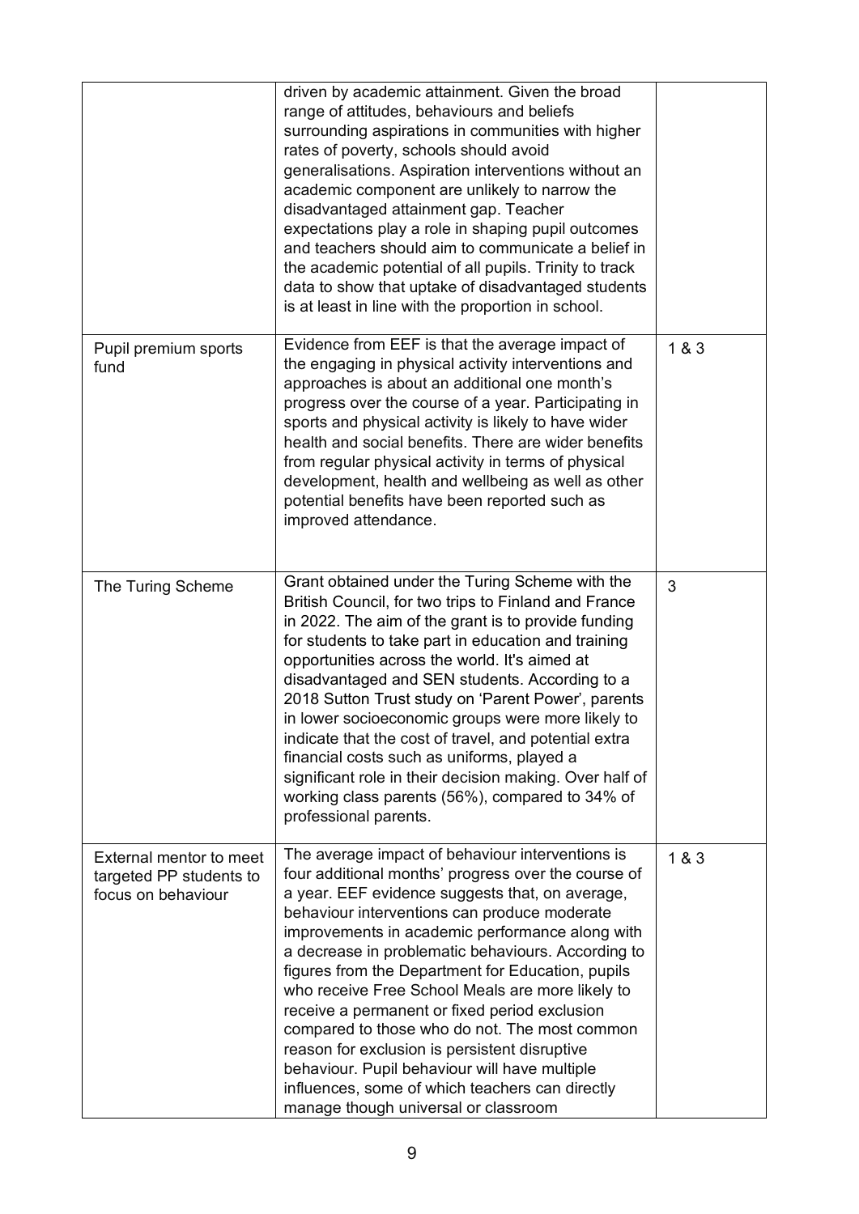| | | |
|---|---|---|
| | driven by academic attainment. Given the broad range of attitudes, behaviours and beliefs surrounding aspirations in communities with higher rates of poverty, schools should avoid generalisations. Aspiration interventions without an academic component are unlikely to narrow the disadvantaged attainment gap. Teacher expectations play a role in shaping pupil outcomes and teachers should aim to communicate a belief in the academic potential of all pupils. Trinity to track data to show that uptake of disadvantaged students is at least in line with the proportion in school. | |
| Pupil premium sports fund | Evidence from EEF is that the average impact of the engaging in physical activity interventions and approaches is about an additional one month's progress over the course of a year. Participating in sports and physical activity is likely to have wider health and social benefits. There are wider benefits from regular physical activity in terms of physical development, health and wellbeing as well as other potential benefits have been reported such as improved attendance. | 1 & 3 |
| The Turing Scheme | Grant obtained under the Turing Scheme with the British Council, for two trips to Finland and France in 2022. The aim of the grant is to provide funding for students to take part in education and training opportunities across the world. It's aimed at disadvantaged and SEN students. According to a 2018 Sutton Trust study on 'Parent Power', parents in lower socioeconomic groups were more likely to indicate that the cost of travel, and potential extra financial costs such as uniforms, played a significant role in their decision making. Over half of working class parents (56%), compared to 34% of professional parents. | 3 |
| External mentor to meet targeted PP students to focus on behaviour | The average impact of behaviour interventions is four additional months' progress over the course of a year. EEF evidence suggests that, on average, behaviour interventions can produce moderate improvements in academic performance along with a decrease in problematic behaviours. According to figures from the Department for Education, pupils who receive Free School Meals are more likely to receive a permanent or fixed period exclusion compared to those who do not. The most common reason for exclusion is persistent disruptive behaviour. Pupil behaviour will have multiple influences, some of which teachers can directly manage though universal or classroom | 1 & 3 |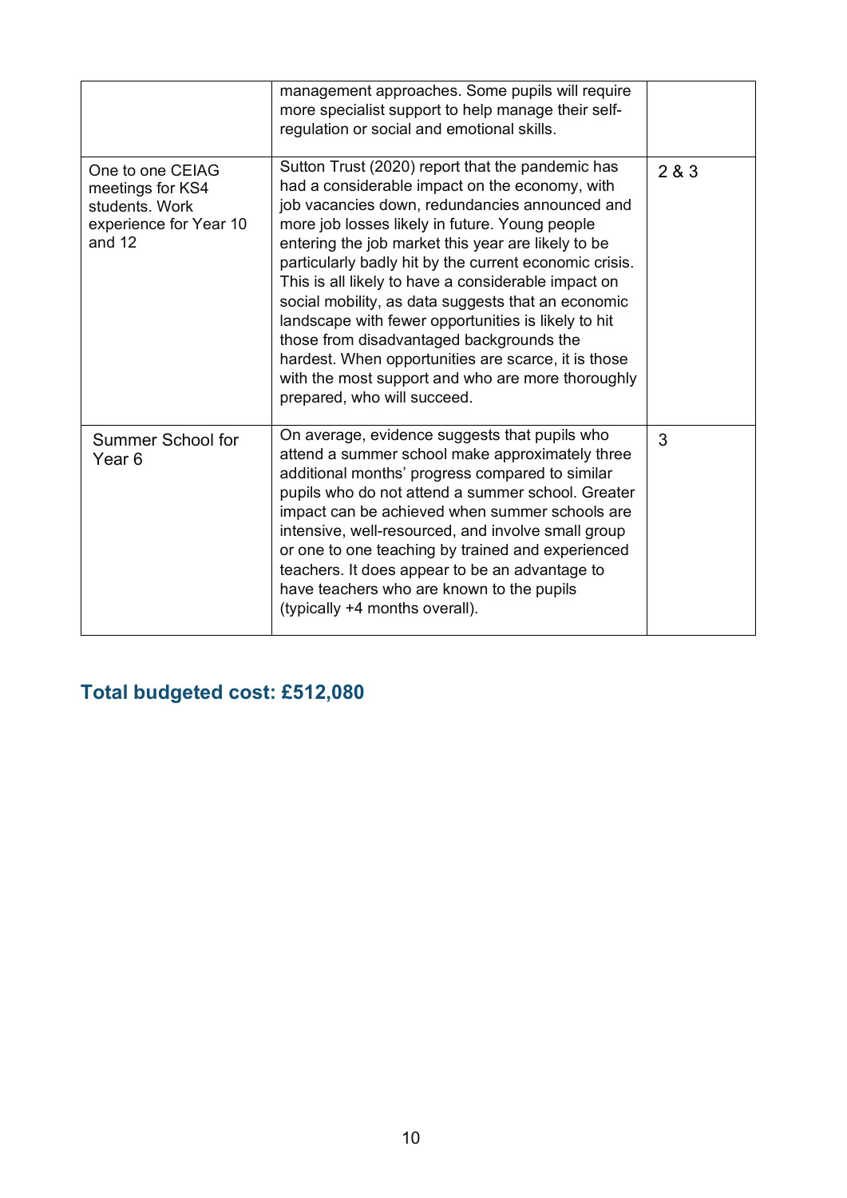| | | |
|---|---|---|
| | management approaches. Some pupils will require more specialist support to help manage their self-regulation or social and emotional skills. | |
| One to one CEIAG meetings for KS4 students. Work experience for Year 10 and 12 | Sutton Trust (2020) report that the pandemic has had a considerable impact on the economy, with job vacancies down, redundancies announced and more job losses likely in future. Young people entering the job market this year are likely to be particularly badly hit by the current economic crisis. This is all likely to have a considerable impact on social mobility, as data suggests that an economic landscape with fewer opportunities is likely to hit those from disadvantaged backgrounds the hardest. When opportunities are scarce, it is those with the most support and who are more thoroughly prepared, who will succeed. | 2 & 3 |
| Summer School for Year 6 | On average, evidence suggests that pupils who attend a summer school make approximately three additional months' progress compared to similar pupils who do not attend a summer school. Greater impact can be achieved when summer schools are intensive, well-resourced, and involve small group or one to one teaching by trained and experienced teachers. It does appear to be an advantage to have teachers who are known to the pupils (typically +4 months overall). | 3 |

## Total budgeted cost: £512,080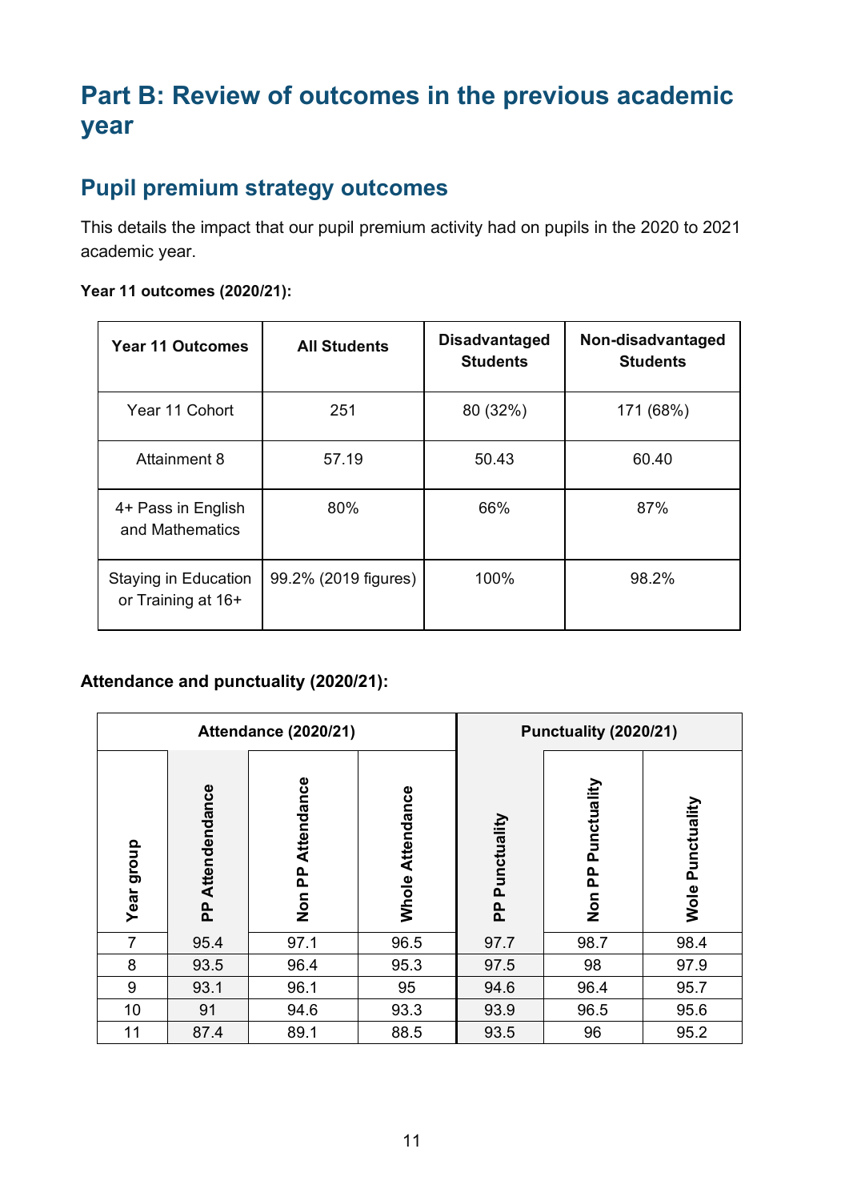# Part B: Review of outcomes in the previous academic year

## Pupil premium strategy outcomes

This details the impact that our pupil premium activity had on pupils in the 2020 to 2021 academic year.

**Year 11 outcomes (2020/21):**

| Year 11 Outcomes | All Students | Disadvantaged Students | Non-disadvantaged Students |
|---|---|---|---|
| Year 11 Cohort | 251 | 80 (32%) | 171 (68%) |
| Attainment 8 | 57.19 | 50.43 | 60.40 |
| 4+ Pass in English and Mathematics | 80% | 66% | 87% |
| Staying in Education or Training at 16+ | 99.2% (2019 figures) | 100% | 98.2% |

**Attendance and punctuality (2020/21):**

| Attendance (2020/21) | | | | Punctuality (2020/21) | | |
|---|---|---|---|---|---|---|
| Year group | PP Attendendance | Non PP Attendance | Whole Attendance | PP Punctuality | Non PP Punctuality | Wole Punctuality |
| 7 | 95.4 | 97.1 | 96.5 | 97.7 | 98.7 | 98.4 |
| 8 | 93.5 | 96.4 | 95.3 | 97.5 | 98 | 97.9 |
| 9 | 93.1 | 96.1 | 95 | 94.6 | 96.4 | 95.7 |
| 10 | 91 | 94.6 | 93.3 | 93.9 | 96.5 | 95.6 |
| 11 | 87.4 | 89.1 | 88.5 | 93.5 | 96 | 95.2 |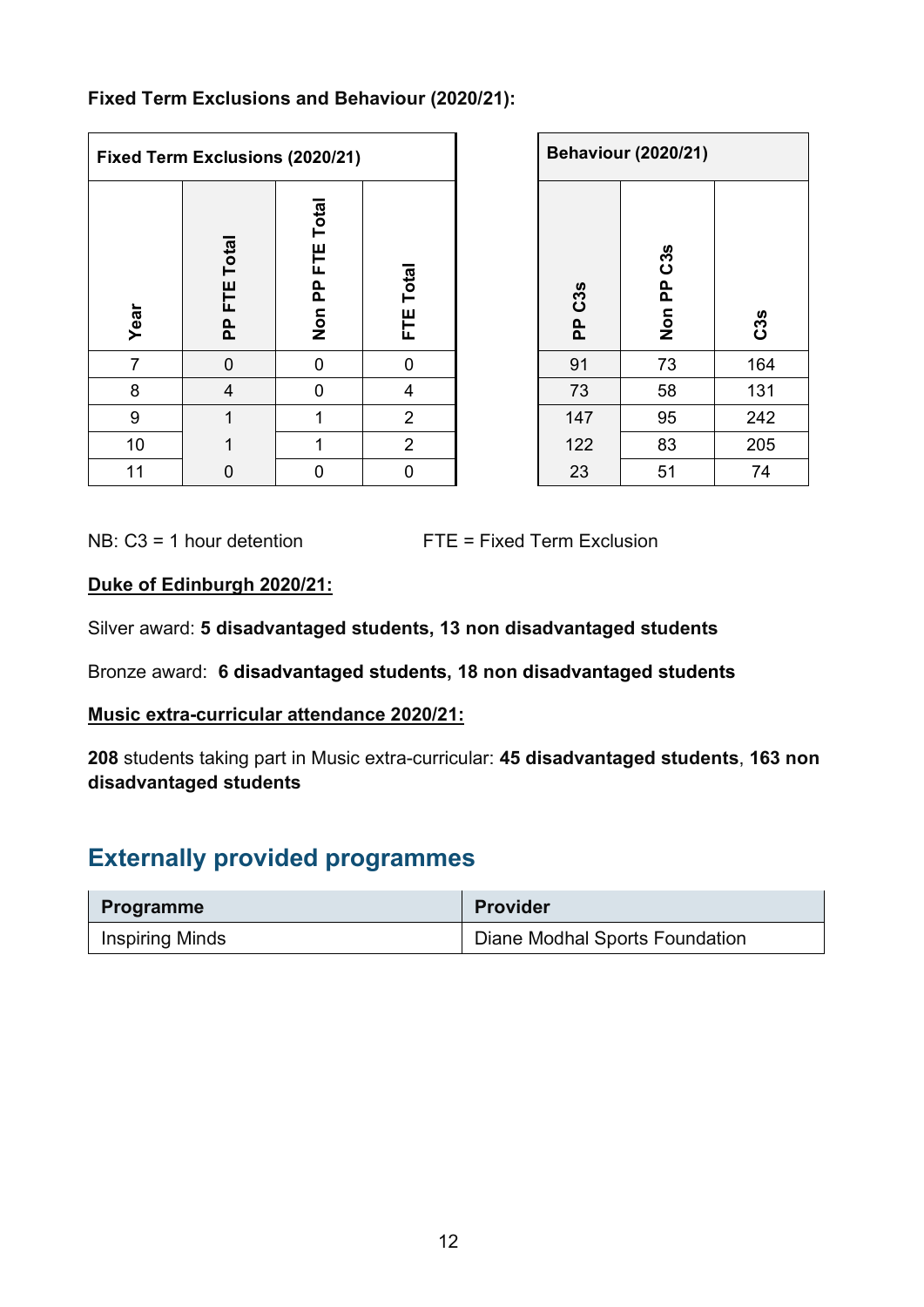**Fixed Term Exclusions and Behaviour (2020/21):**

| Fixed Term Exclusions (2020/21) | | | |
|---|---|---|---|
| Year | PP FTE Total | Non PP FTE Total | FTE Total |
| 7 | 0 | 0 | 0 |
| 8 | 4 | 0 | 4 |
| 9 | 1 | 1 | 2 |
| 10 | 1 | 1 | 2 |
| 11 | 0 | 0 | 0 |

| Behaviour (2020/21) | | |
|---|---|---|
| PP C3s | Non PP C3s | C3s |
| 91 | 73 | 164 |
| 73 | 58 | 131 |
| 147 | 95 | 242 |
| 122 | 83 | 205 |
| 23 | 51 | 74 |

NB: C3 = 1 hour detention

FTE = Fixed Term Exclusion

**Duke of Edinburgh 2020/21:**

Silver award: **5 disadvantaged students, 13 non disadvantaged students**

Bronze award: **6 disadvantaged students, 18 non disadvantaged students**

**Music extra-curricular attendance 2020/21:**

**208** students taking part in Music extra-curricular: **45 disadvantaged students**, **163 non disadvantaged students**

## Externally provided programmes

| Programme | Provider |
|---|---|
| Inspiring Minds | Diane Modhal Sports Foundation |